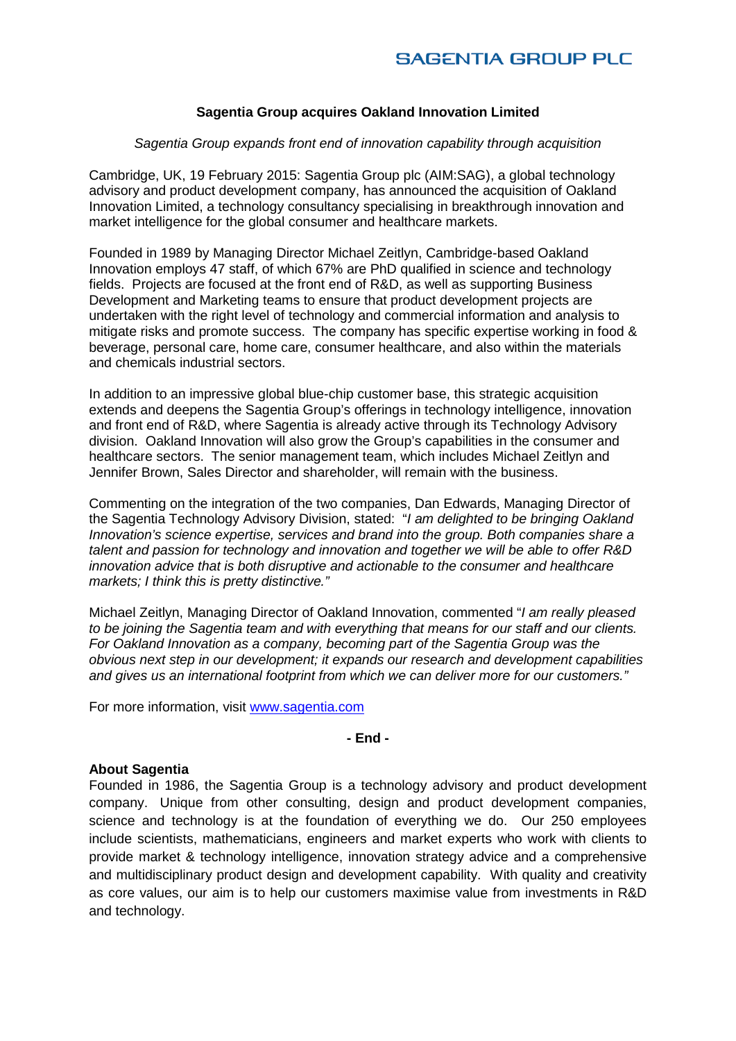SAGENTIA GROUP PLC

## Sagentia Group acquires Oakland Innovation Limited

*Sagentia Group expands front end of innovation capability through acquisition*

Cambridge, UK, 19 February 2015: Sagentia Group plc (AIM:SAG), a global technology advisory and product development company, has announced the acquisition of Oakland Innovation Limited, a technology consultancy specialising in breakthrough innovation and market intelligence for the global consumer and healthcare markets.

Founded in 1989 by Managing Director Michael Zeitlyn, Cambridge-based Oakland Innovation employs 47 staff, of which 67% are PhD qualified in science and technology fields. Projects are focused at the front end of R&D, as well as supporting Business Development and Marketing teams to ensure that product development projects are undertaken with the right level of technology and commercial information and analysis to mitigate risks and promote success. The company has specific expertise working in food & beverage, personal care, home care, consumer healthcare, and also within the materials and chemicals industrial sectors.

In addition to an impressive global blue-chip customer base, this strategic acquisition extends and deepens the Sagentia Group's offerings in technology intelligence, innovation and front end of R&D, where Sagentia is already active through its Technology Advisory division. Oakland Innovation will also grow the Group's capabilities in the consumer and healthcare sectors. The senior management team, which includes Michael Zeitlyn and Jennifer Brown, Sales Director and shareholder, will remain with the business.

Commenting on the integration of the two companies, Dan Edwards, Managing Director of the Sagentia Technology Advisory Division, stated: "*I am delighted to be bringing Oakland Innovation's science expertise, services and brand into the group. Both companies share a talent and passion for technology and innovation and together we will be able to offer R&D innovation advice that is both disruptive and actionable to the consumer and healthcare markets; I think this is pretty distinctive.*"

Michael Zeitlyn, Managing Director of Oakland Innovation, commented "*I am really pleased to be joining the Sagentia team and with everything that means for our staff and our clients. For Oakland Innovation as a company, becoming part of the Sagentia Group was the obvious next step in our development; it expands our research and development capabilities and gives us an international footprint from which we can deliver more for our customers.*"

For more information, visit [www.sagentia.com](http://www.sagentia.com)

**- End -**

**About Sagentia**

Founded in 1986, the Sagentia Group is a technology advisory and product development company. Unique from other consulting, design and product development companies, science and technology is at the foundation of everything we do. Our 250 employees include scientists, mathematicians, engineers and market experts who work with clients to provide market & technology intelligence, innovation strategy advice and a comprehensive and multidisciplinary product design and development capability. With quality and creativity as core values, our aim is to help our customers maximise value from investments in R&D and technology.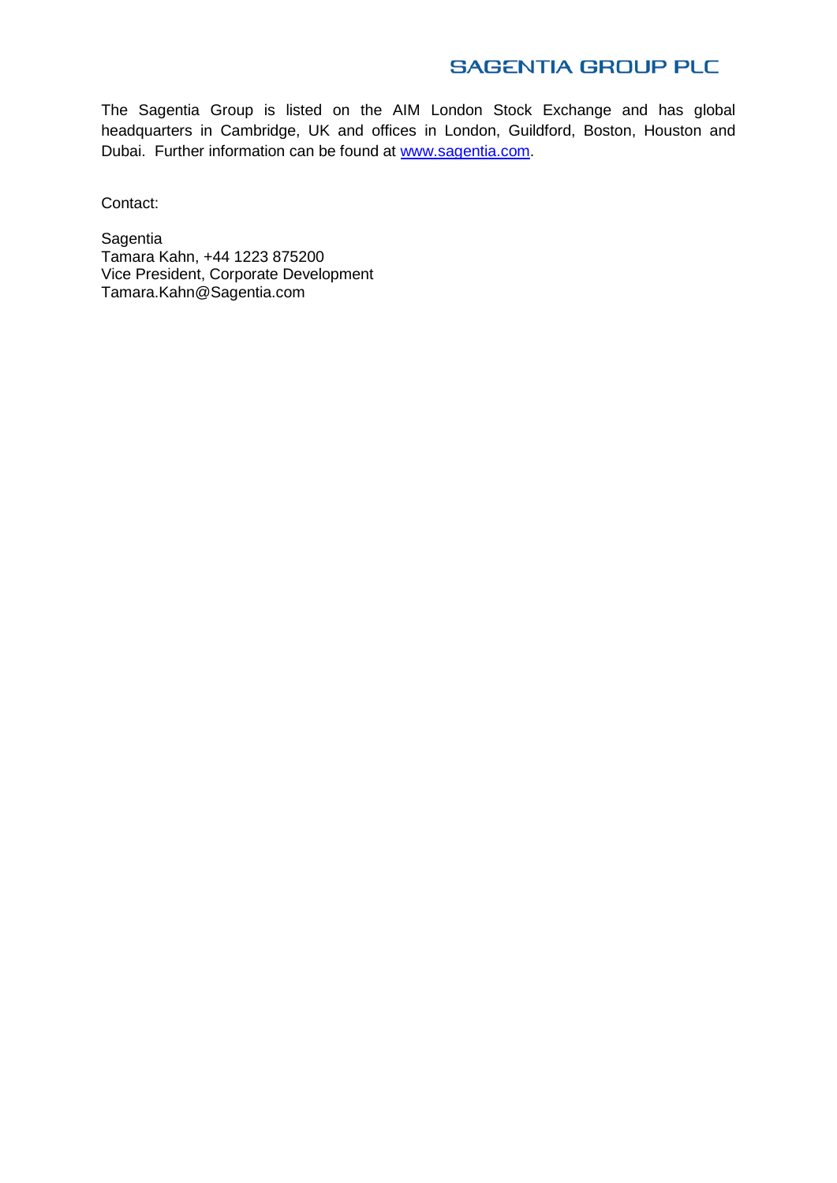The Sagentia Group is listed on the AIM London Stock Exchange and has global headquarters in Cambridge, UK and offices in London, Guildford, Boston, Houston and Dubai. Further information can be found at [www.sagentia.com](http://www.sagentia.com).

Contact:

Sagentia
Tamara Kahn, +44 1223 875200
Vice President, Corporate Development
Tamara.Kahn@Sagentia.com